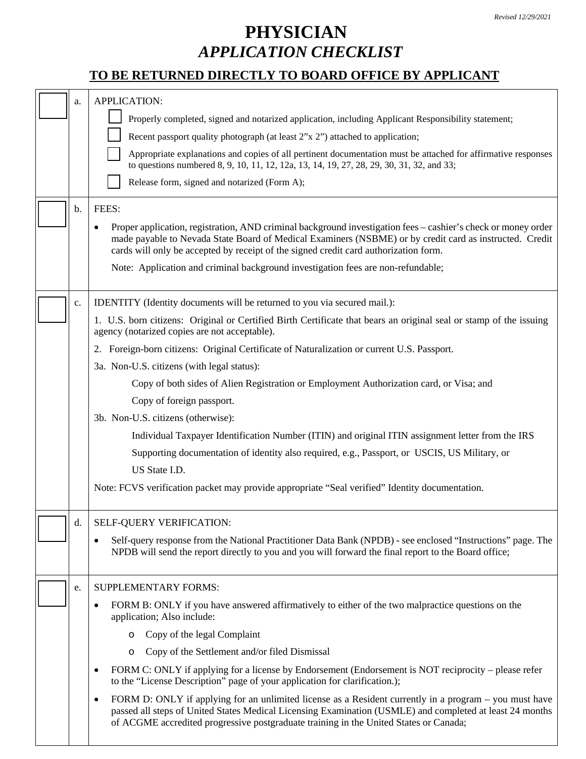*Revised 12/29/2021*

# PHYSICIAN
## *APPLICATION CHECKLIST*

### <u>TO BE RETURNED DIRECTLY TO BOARD OFFICE BY APPLICANT</u>

| ☐ | a. | APPLICATION: |
|---|---|---|

- ☐ Properly completed, signed and notarized application, including Applicant Responsibility statement;
- ☐ Recent passport quality photograph (at least 2"x 2") attached to application;
- ☐ Appropriate explanations and copies of all pertinent documentation must be attached for affirmative responses to questions numbered 8, 9, 10, 11, 12, 12a, 13, 14, 19, 27, 28, 29, 30, 31, 32, and 33;
- ☐ Release form, signed and notarized (Form A);

| ☐ | b. | FEES: |
|---|---|---|

- Proper application, registration, AND criminal background investigation fees – cashier's check or money order made payable to Nevada State Board of Medical Examiners (NSBME) or by credit card as instructed. Credit cards will only be accepted by receipt of the signed credit card authorization form.

  Note: Application and criminal background investigation fees are non-refundable;

| ☐ | c. | IDENTITY (Identity documents will be returned to you via secured mail.): |
|---|---|---|

1. U.S. born citizens: Original or Certified Birth Certificate that bears an original seal or stamp of the issuing agency (notarized copies are not acceptable).

2. Foreign-born citizens: Original Certificate of Naturalization or current U.S. Passport.

3a. Non-U.S. citizens (with legal status):

  Copy of both sides of Alien Registration or Employment Authorization card, or Visa; and

  Copy of foreign passport.

3b. Non-U.S. citizens (otherwise):

  Individual Taxpayer Identification Number (ITIN) and original ITIN assignment letter from the IRS

  Supporting documentation of identity also required, e.g., Passport, or USCIS, US Military, or

  US State I.D.

Note: FCVS verification packet may provide appropriate "Seal verified" Identity documentation.

| ☐ | d. | SELF-QUERY VERIFICATION: |
|---|---|---|

- Self-query response from the National Practitioner Data Bank (NPDB) - see enclosed "Instructions" page. The NPDB will send the report directly to you and you will forward the final report to the Board office;

| ☐ | e. | SUPPLEMENTARY FORMS: |
|---|---|---|

- FORM B: ONLY if you have answered affirmatively to either of the two malpractice questions on the application; Also include:
  - Copy of the legal Complaint
  - Copy of the Settlement and/or filed Dismissal
- FORM C: ONLY if applying for a license by Endorsement (Endorsement is NOT reciprocity – please refer to the "License Description" page of your application for clarification.);
- FORM D: ONLY if applying for an unlimited license as a Resident currently in a program – you must have passed all steps of United States Medical Licensing Examination (USMLE) and completed at least 24 months of ACGME accredited progressive postgraduate training in the United States or Canada;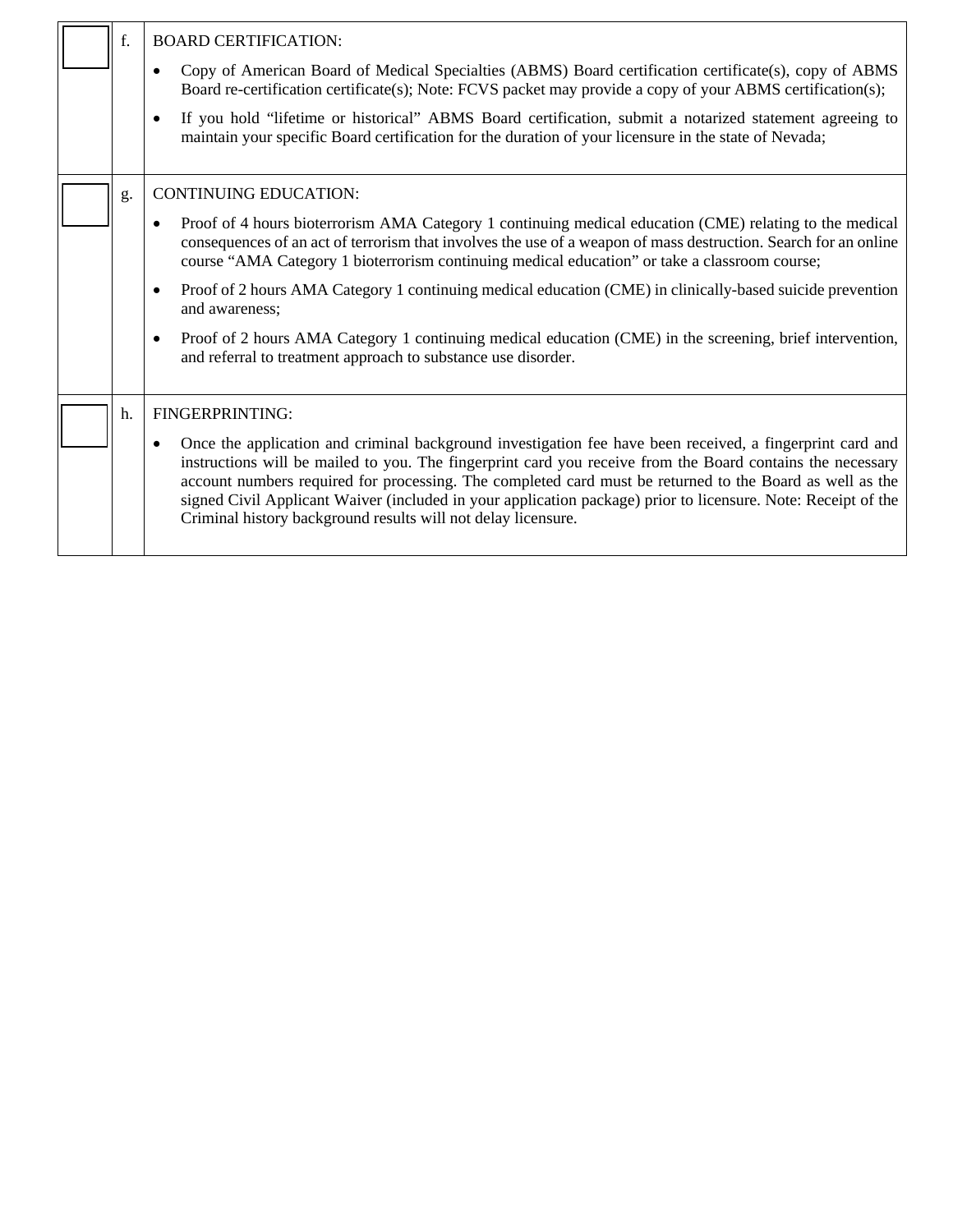| | | |
|---|---|---|
| ☐ | f. | BOARD CERTIFICATION:<br><br>• Copy of American Board of Medical Specialties (ABMS) Board certification certificate(s), copy of ABMS Board re-certification certificate(s); Note: FCVS packet may provide a copy of your ABMS certification(s);<br><br>• If you hold "lifetime or historical" ABMS Board certification, submit a notarized statement agreeing to maintain your specific Board certification for the duration of your licensure in the state of Nevada; |
| ☐ | g. | CONTINUING EDUCATION:<br><br>• Proof of 4 hours bioterrorism AMA Category 1 continuing medical education (CME) relating to the medical consequences of an act of terrorism that involves the use of a weapon of mass destruction. Search for an online course "AMA Category 1 bioterrorism continuing medical education" or take a classroom course;<br><br>• Proof of 2 hours AMA Category 1 continuing medical education (CME) in clinically-based suicide prevention and awareness;<br><br>• Proof of 2 hours AMA Category 1 continuing medical education (CME) in the screening, brief intervention, and referral to treatment approach to substance use disorder. |
| ☐ | h. | FINGERPRINTING:<br><br>• Once the application and criminal background investigation fee have been received, a fingerprint card and instructions will be mailed to you. The fingerprint card you receive from the Board contains the necessary account numbers required for processing. The completed card must be returned to the Board as well as the signed Civil Applicant Waiver (included in your application package) prior to licensure. Note: Receipt of the Criminal history background results will not delay licensure. |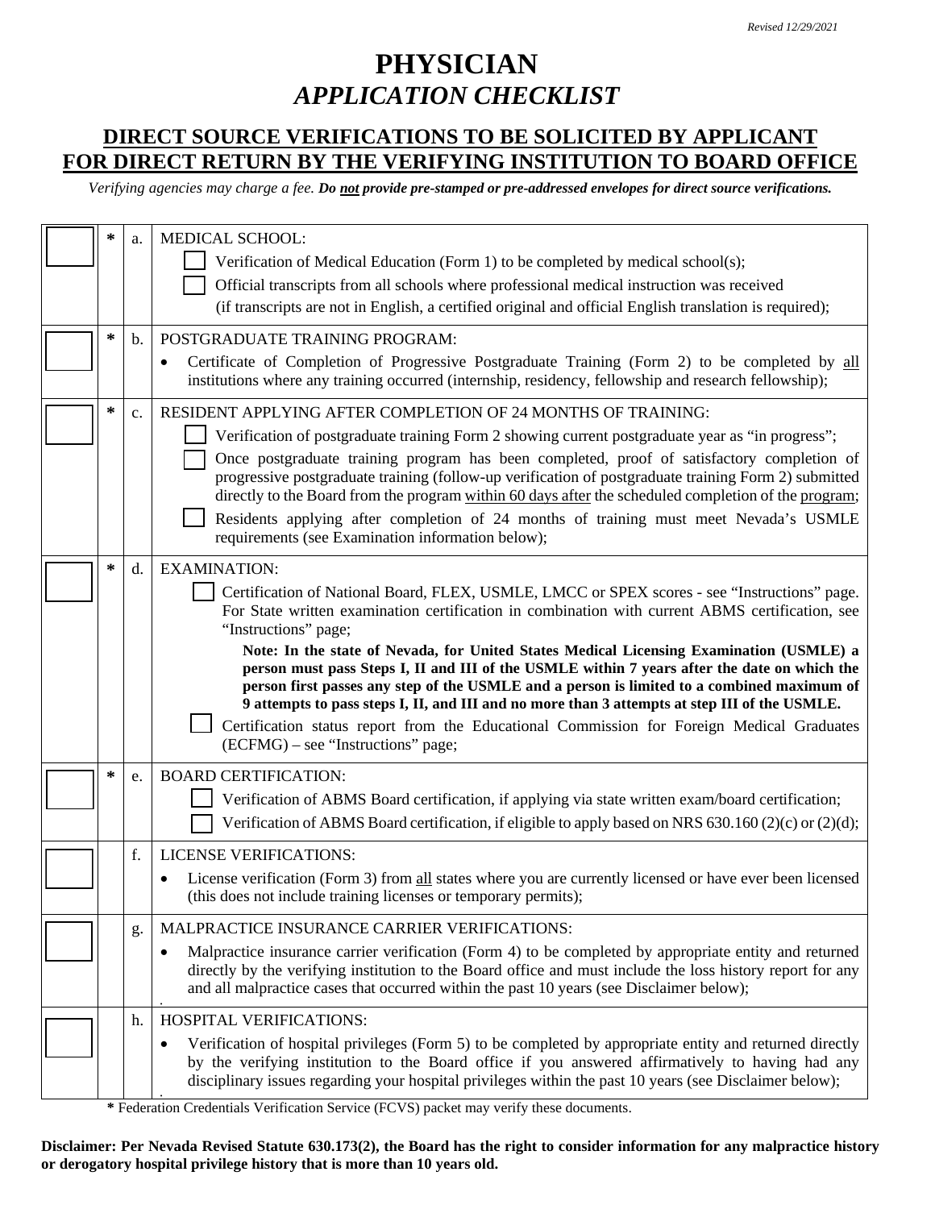*Revised 12/29/2021*

# PHYSICIAN
## *APPLICATION CHECKLIST*

## DIRECT SOURCE VERIFICATIONS TO BE SOLICITED BY APPLICANT FOR DIRECT RETURN BY THE VERIFYING INSTITUTION TO BOARD OFFICE

*Verifying agencies may charge a fee. **Do not provide pre-stamped or pre-addressed envelopes for direct source verifications.***

| | | | |
|---|---|---|---|
| ☐ | * | a. | MEDICAL SCHOOL:<br>☐ Verification of Medical Education (Form 1) to be completed by medical school(s);<br>☐ Official transcripts from all schools where professional medical instruction was received (if transcripts are not in English, a certified original and official English translation is required); |
| ☐ | * | b. | POSTGRADUATE TRAINING PROGRAM:<br>• Certificate of Completion of Progressive Postgraduate Training (Form 2) to be completed by all institutions where any training occurred (internship, residency, fellowship and research fellowship); |
| ☐ | * | c. | RESIDENT APPLYING AFTER COMPLETION OF 24 MONTHS OF TRAINING:<br>☐ Verification of postgraduate training Form 2 showing current postgraduate year as "in progress";<br>☐ Once postgraduate training program has been completed, proof of satisfactory completion of progressive postgraduate training (follow-up verification of postgraduate training Form 2) submitted directly to the Board from the program within 60 days after the scheduled completion of the program;<br>☐ Residents applying after completion of 24 months of training must meet Nevada's USMLE requirements (see Examination information below); |
| ☐ | * | d. | EXAMINATION:<br>☐ Certification of National Board, FLEX, USMLE, LMCC or SPEX scores - see "Instructions" page. For State written examination certification in combination with current ABMS certification, see "Instructions" page;<br>**Note: In the state of Nevada, for United States Medical Licensing Examination (USMLE) a person must pass Steps I, II and III of the USMLE within 7 years after the date on which the person first passes any step of the USMLE and a person is limited to a combined maximum of 9 attempts to pass steps I, II, and III and no more than 3 attempts at step III of the USMLE.**<br>☐ Certification status report from the Educational Commission for Foreign Medical Graduates (ECFMG) – see "Instructions" page; |
| ☐ | * | e. | BOARD CERTIFICATION:<br>☐ Verification of ABMS Board certification, if applying via state written exam/board certification;<br>☐ Verification of ABMS Board certification, if eligible to apply based on NRS 630.160 (2)(c) or (2)(d); |
| ☐ | | f. | LICENSE VERIFICATIONS:<br>• License verification (Form 3) from all states where you are currently licensed or have ever been licensed (this does not include training licenses or temporary permits); |
| ☐ | | g. | MALPRACTICE INSURANCE CARRIER VERIFICATIONS:<br>• Malpractice insurance carrier verification (Form 4) to be completed by appropriate entity and returned directly by the verifying institution to the Board office and must include the loss history report for any and all malpractice cases that occurred within the past 10 years (see Disclaimer below); |
| ☐ | | h. | HOSPITAL VERIFICATIONS:<br>• Verification of hospital privileges (Form 5) to be completed by appropriate entity and returned directly by the verifying institution to the Board office if you answered affirmatively to having had any disciplinary issues regarding your hospital privileges within the past 10 years (see Disclaimer below); |

**\*** Federation Credentials Verification Service (FCVS) packet may verify these documents.

**Disclaimer: Per Nevada Revised Statute 630.173(2), the Board has the right to consider information for any malpractice history or derogatory hospital privilege history that is more than 10 years old.**